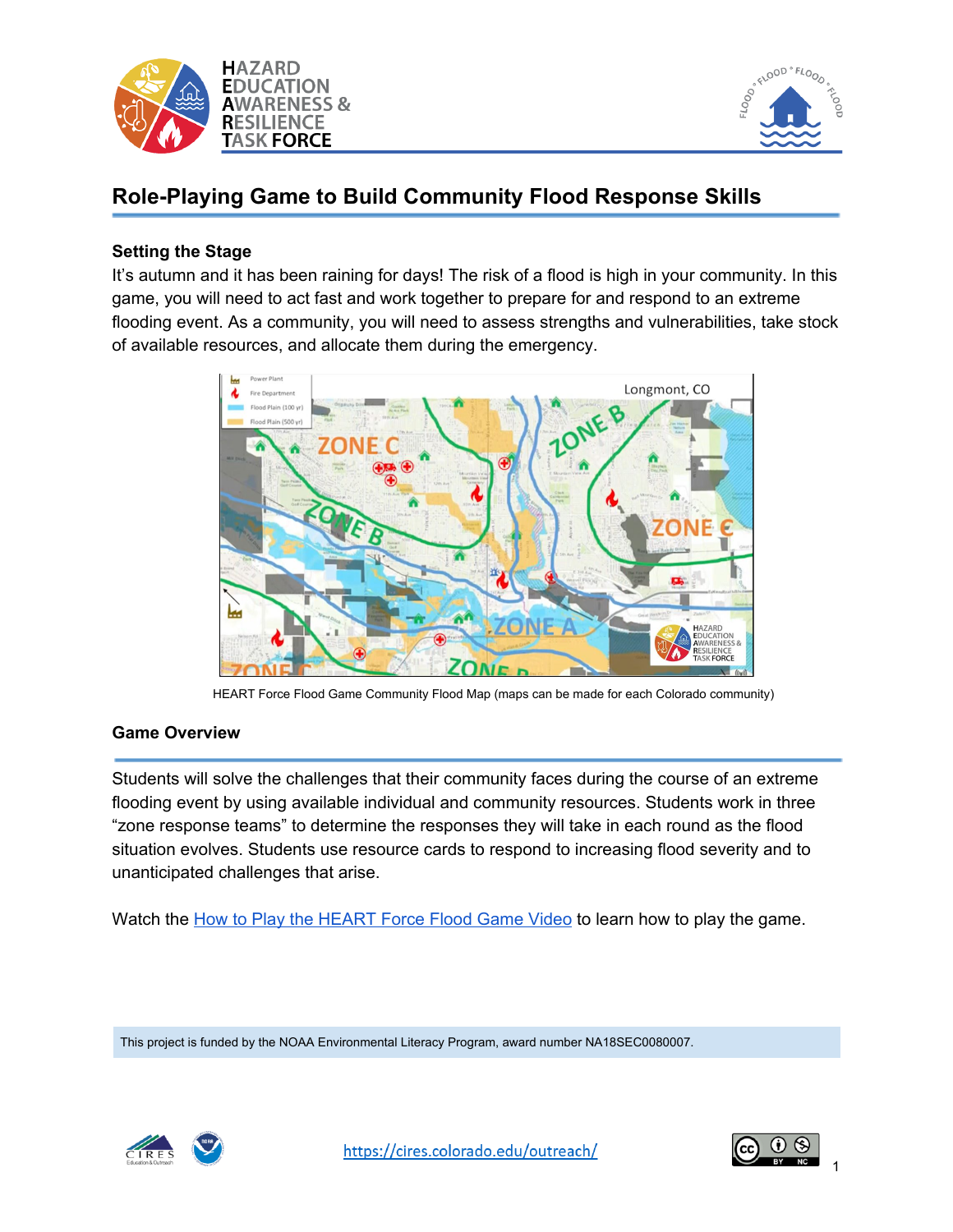# Role-Playing Game to Build Community Flood Response Skills

### Setting the Stage

It's autumn and it has been raining for days! The risk of a flood is high in your community. In this game, you will need to act fast and work together to prepare for and respond to an extreme flooding event. As a community, you will need to assess strengths and vulnerabilities, take stock of available resources, and allocate them during the emergency.

HEART Force Flood Game Community Flood Map (maps can be made for each Colorado community)

### Game Overview

Students will solve the challenges that their community faces during the course of an extreme flooding event by using available individual and community resources. Students work in three "zone response teams" to determine the responses they will take in each round as the flood situation evolves. Students use resource cards to respond to increasing flood severity and to unanticipated challenges that arise.

Watch the How to Play the HEART Force Flood Game Video to learn how to play the game.

This project is funded by the NOAA Environmental Literacy Program, award number NA18SEC0080007.

https://cires.colorado.edu/outreach/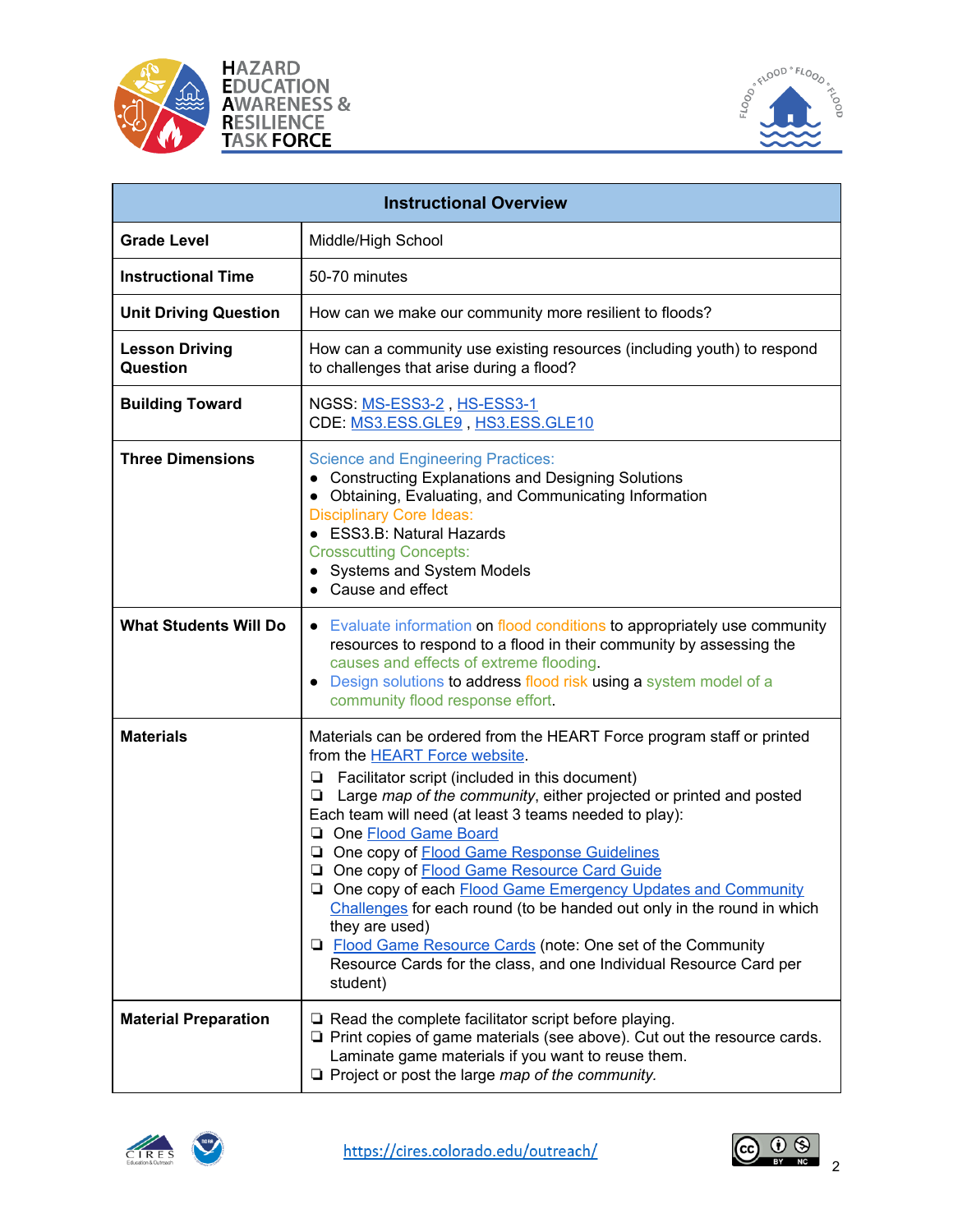| Instructional Overview | |
|---|---|
| **Grade Level** | Middle/High School |
| **Instructional Time** | 50-70 minutes |
| **Unit Driving Question** | How can we make our community more resilient to floods? |
| **Lesson Driving Question** | How can a community use existing resources (including youth) to respond to challenges that arise during a flood? |
| **Building Toward** | NGSS: MS-ESS3-2 , HS-ESS3-1<br>CDE: MS3.ESS.GLE9 , HS3.ESS.GLE10 |
| **Three Dimensions** | Science and Engineering Practices:<br>● Constructing Explanations and Designing Solutions<br>● Obtaining, Evaluating, and Communicating Information<br>Disciplinary Core Ideas:<br>● ESS3.B: Natural Hazards<br>Crosscutting Concepts:<br>● Systems and System Models<br>● Cause and effect |
| **What Students Will Do** | ● Evaluate information on flood conditions to appropriately use community resources to respond to a flood in their community by assessing the causes and effects of extreme flooding.<br>● Design solutions to address flood risk using a system model of a community flood response effort. |
| **Materials** | Materials can be ordered from the HEART Force program staff or printed from the HEART Force website.<br>❏ Facilitator script (included in this document)<br>❏ Large *map of the community*, either projected or printed and posted<br>Each team will need (at least 3 teams needed to play):<br>❏ One Flood Game Board<br>❏ One copy of Flood Game Response Guidelines<br>❏ One copy of Flood Game Resource Card Guide<br>❏ One copy of each Flood Game Emergency Updates and Community Challenges for each round (to be handed out only in the round in which they are used)<br>❏ Flood Game Resource Cards (note: One set of the Community Resource Cards for the class, and one Individual Resource Card per student) |
| **Material Preparation** | ❏ Read the complete facilitator script before playing.<br>❏ Print copies of game materials (see above). Cut out the resource cards. Laminate game materials if you want to reuse them.<br>❏ Project or post the large *map of the community*. |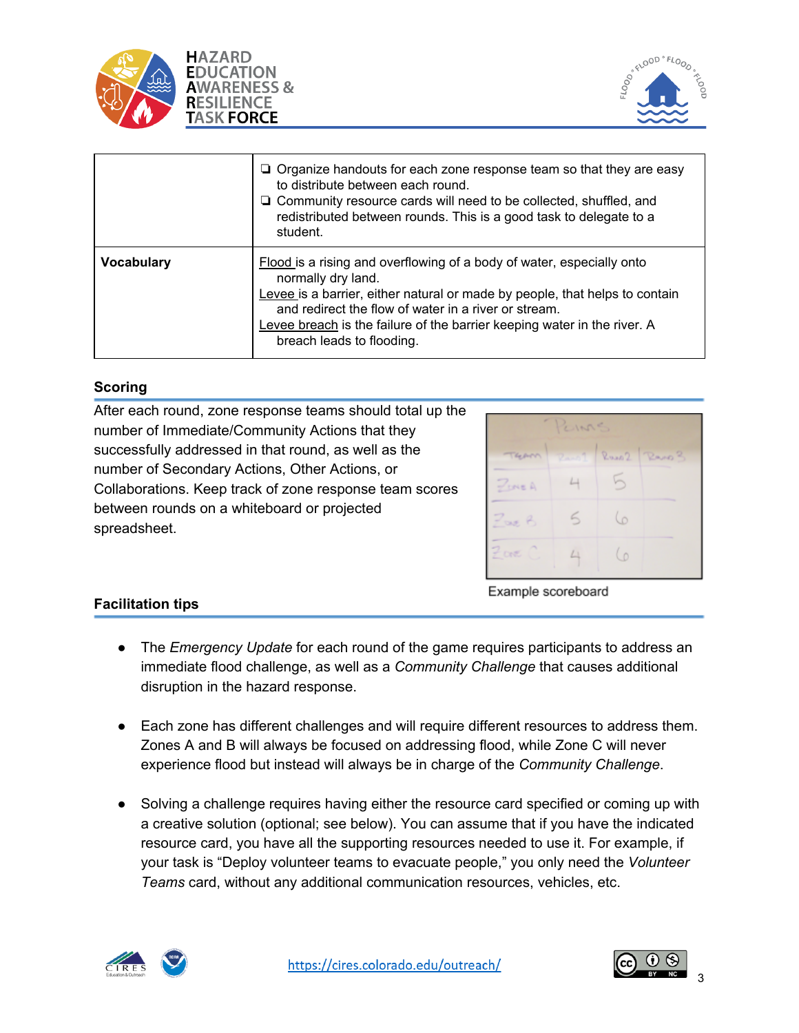|  |  |
|---|---|
|  | ❏ Organize handouts for each zone response team so that they are easy to distribute between each round.<br>❏ Community resource cards will need to be collected, shuffled, and redistributed between rounds. This is a good task to delegate to a student. |
| **Vocabulary** | Flood is a rising and overflowing of a body of water, especially onto normally dry land.<br>Levee is a barrier, either natural or made by people, that helps to contain and redirect the flow of water in a river or stream.<br>Levee breach is the failure of the barrier keeping water in the river. A breach leads to flooding. |

## Scoring

After each round, zone response teams should total up the number of Immediate/Community Actions that they successfully addressed in that round, as well as the number of Secondary Actions, Other Actions, or Collaborations. Keep track of zone response team scores between rounds on a whiteboard or projected spreadsheet.

| Team | Round 1 | Round 2 | Round 3 |
|---|---|---|---|
| Zone A | 4 | 5 |  |
| Zone B | 5 | 6 |  |
| Zone C | 4 | 6 |  |

Example scoreboard

## Facilitation tips

- The *Emergency Update* for each round of the game requires participants to address an immediate flood challenge, as well as a *Community Challenge* that causes additional disruption in the hazard response.
- Each zone has different challenges and will require different resources to address them. Zones A and B will always be focused on addressing flood, while Zone C will never experience flood but instead will always be in charge of the *Community Challenge*.
- Solving a challenge requires having either the resource card specified or coming up with a creative solution (optional; see below). You can assume that if you have the indicated resource card, you have all the supporting resources needed to use it. For example, if your task is "Deploy volunteer teams to evacuate people," you only need the *Volunteer Teams* card, without any additional communication resources, vehicles, etc.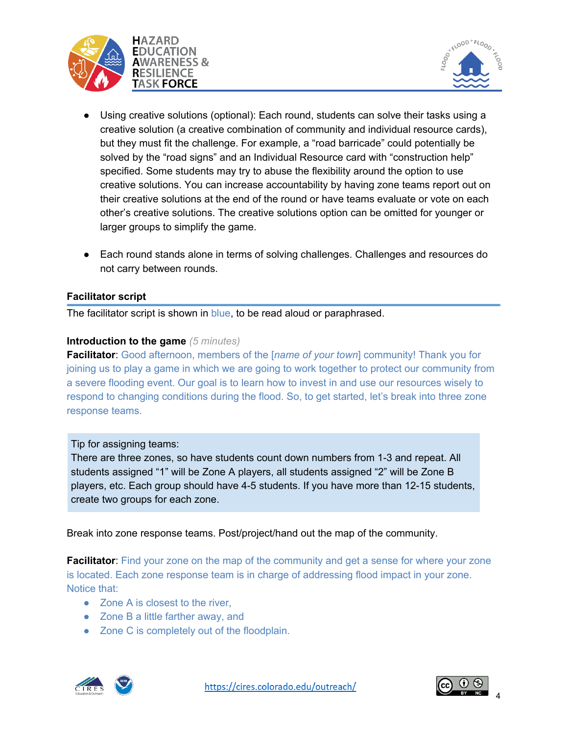- Using creative solutions (optional): Each round, students can solve their tasks using a creative solution (a creative combination of community and individual resource cards), but they must fit the challenge. For example, a “road barricade” could potentially be solved by the “road signs” and an Individual Resource card with “construction help” specified. Some students may try to abuse the flexibility around the option to use creative solutions. You can increase accountability by having zone teams report out on their creative solutions at the end of the round or have teams evaluate or vote on each other’s creative solutions. The creative solutions option can be omitted for younger or larger groups to simplify the game.

- Each round stands alone in terms of solving challenges. Challenges and resources do not carry between rounds.

### Facilitator script

The facilitator script is shown in blue, to be read aloud or paraphrased.

**Introduction to the game** *(5 minutes)*

**Facilitator**: Good afternoon, members of the [*name of your town*] community! Thank you for joining us to play a game in which we are going to work together to protect our community from a severe flooding event. Our goal is to learn how to invest in and use our resources wisely to respond to changing conditions during the flood. So, to get started, let’s break into three zone response teams.

> Tip for assigning teams:
> There are three zones, so have students count down numbers from 1-3 and repeat. All students assigned “1” will be Zone A players, all students assigned “2” will be Zone B players, etc. Each group should have 4-5 students. If you have more than 12-15 students, create two groups for each zone.

Break into zone response teams. Post/project/hand out the map of the community.

**Facilitator**: Find your zone on the map of the community and get a sense for where your zone is located. Each zone response team is in charge of addressing flood impact in your zone. Notice that:

- Zone A is closest to the river,
- Zone B a little farther away, and
- Zone C is completely out of the floodplain.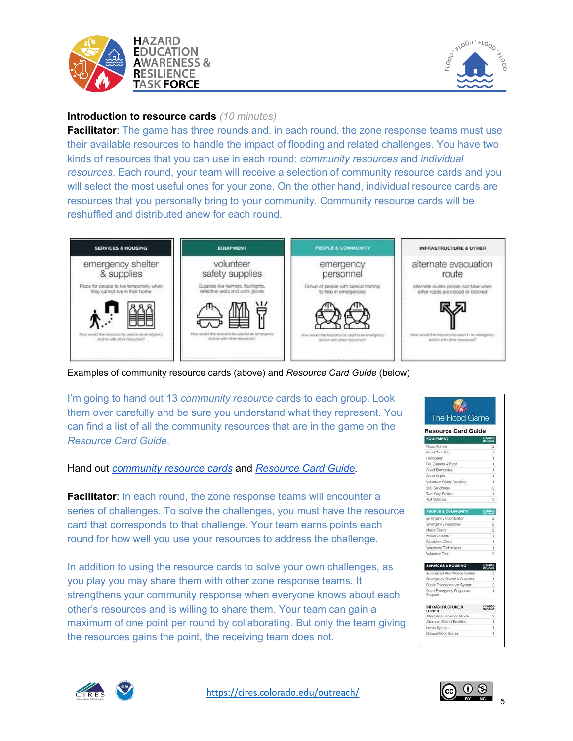**Introduction to resource cards** *(10 minutes)*

**Facilitator**: The game has three rounds and, in each round, the zone response teams must use their available resources to handle the impact of flooding and related challenges. You have two kinds of resources that you can use in each round: *community resources* and *individual resources*. Each round, your team will receive a selection of community resource cards and you will select the most useful ones for your zone. On the other hand, individual resource cards are resources that you personally bring to your community. Community resource cards will be reshuffled and distributed anew for each round.

| SERVICES & HOUSING | EQUIPMENT | PEOPLE & COMMUNITY | INFRASTRUCTURE & OTHER |
|---|---|---|---|
| emergency shelter & supplies | volunteer safety supplies | emergency personnel | alternate evacuation route |
| Place for people to live temporarily when they cannot live in their home | Supplies like helmets, flashlights, reflective vests and work gloves | Group of people with special training to help in emergencies | Alternate routes people can take when other roads are closed or blocked |
| How would this resource be used in an emergency and/or with other resources? | How would this resource be used in an emergency and/or with other resources? | How would this resource be used in an emergency and/or with other resources? | How would this resource be used in an emergency and/or with other resources? |

Examples of community resource cards (above) and *Resource Card Guide* (below)

I'm going to hand out 13 *community resource* cards to each group. Look them over carefully and be sure you understand what they represent. You can find a list of all the community resources that are in the game on the *Resource Card Guide*.

Hand out [community resource cards]() and [Resource Card Guide]().

**Facilitator**: In each round, the zone response teams will encounter a series of challenges. To solve the challenges, you must have the resource card that corresponds to that challenge. Your team earns points each round for how well you use your resources to address the challenge.

In addition to using the resource cards to solve your own challenges, as you play you may share them with other zone response teams. It strengthens your community response when everyone knows about each other's resources and is willing to share them. Your team can gain a maximum of one point per round by collaborating. But only the team giving the resources gains the point, the receiving team does not.

**The Flood Game**

**Resource Card Guide**

| EQUIPMENT | # CARDS IN GAME |
|---|---|
| Flood Pumps | 2 |
| Hand Tool Sets | 3 |
| Helicopter | 1 |
| Pet Carriers & Food | 1 |
| Road Barricades | 1 |
| Road Signs | 1 |
| Volunteer Safety Supplies | 1 |
| 200 Sandbags | 2 |
| Two-Way Radios | 1 |
| 4x4 Vehicles | 3 |

| PEOPLE & COMMUNITY | # CARDS IN GAME |
|---|---|
| Emergency Coordinator | 2 |
| Emergency Personnel | 2 |
| Medic Team | 2 |
| Police Officers | 1 |
| Roadwork Crew | 1 |
| Veterinary Technicians | 1 |
| Volunteer Team | 2 |

| SERVICES & HOUSING | # CARDS IN GAME |
|---|---|
| Automated Alert/Notice System | 3 |
| Emergency Shelter & Supplies | 1 |
| Public Transportation System | 2 |
| State Emergency Response Request | 1 |

| INFRASTRUCTURE & OTHER | # CARDS IN GAME |
|---|---|
| Alternate Evacuation Route | 2 |
| Alternate School Facilities | 1 |
| Levee System | 1 |
| Natural Flood Barrier | 1 |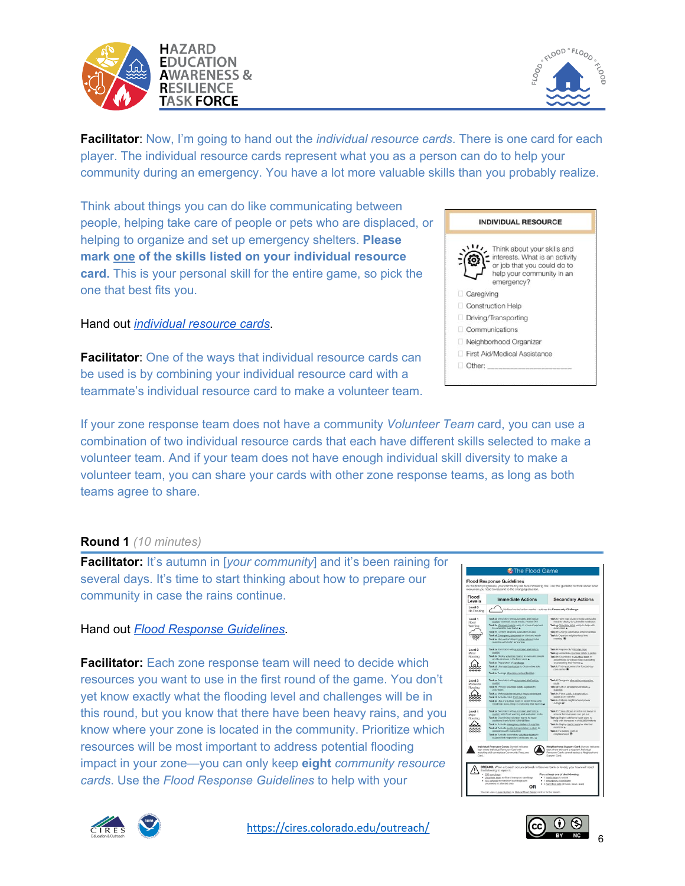**Facilitator**: Now, I'm going to hand out the *individual resource cards*. There is one card for each player. The individual resource cards represent what you as a person can do to help your community during an emergency. You have a lot more valuable skills than you probably realize.

Think about things you can do like communicating between people, helping take care of people or pets who are displaced, or helping to organize and set up emergency shelters. **Please mark one of the skills listed on your individual resource card.** This is your personal skill for the entire game, so pick the one that best fits you.

**INDIVIDUAL RESOURCE**

Think about your skills and interests. What is an activity or job that you could do to help your community in an emergency?

- Caregiving
- Construction Help
- Driving/Transporting
- Communications
- Neighborhood Organizer
- First Aid/Medical Assistance
- Other: ___________________

Hand out *individual resource cards*.

**Facilitator**: One of the ways that individual resource cards can be used is by combining your individual resource card with a teammate's individual resource card to make a volunteer team.

If your zone response team does not have a community *Volunteer Team* card, you can use a combination of two individual resource cards that each have different skills selected to make a volunteer team. And if your team does not have enough individual skill diversity to make a volunteer team, you can share your cards with other zone response teams, as long as both teams agree to share.

## Round 1 *(10 minutes)*

**Facilitator:** It's autumn in [*your community*] and it's been raining for several days. It's time to start thinking about how to prepare our community in case the rains continue.

Hand out *Flood Response Guidelines*.

**Facilitator:** Each zone response team will need to decide which resources you want to use in the first round of the game. You don't yet know exactly what the flooding level and challenges will be in this round, but you know that there have been heavy rains, and you know where your zone is located in the community. Prioritize which resources will be most important to address potential flooding impact in your zone—you can only keep **eight** *community resource cards*. Use the *Flood Response Guidelines* to help with your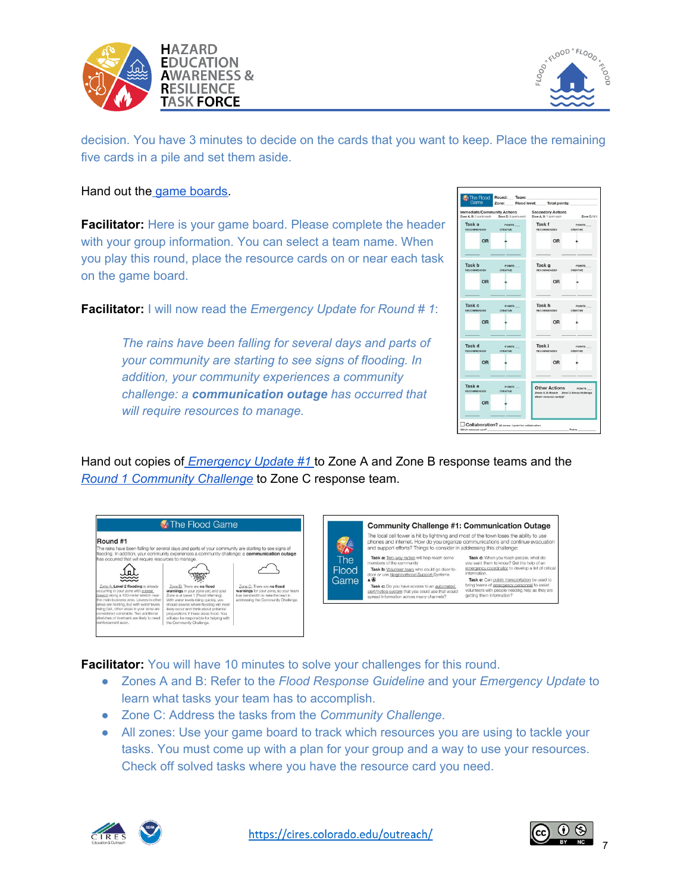decision. You have 3 minutes to decide on the cards that you want to keep. Place the remaining five cards in a pile and set them aside.

Hand out the game boards.

**Facilitator:** Here is your game board. Please complete the header with your group information. You can select a team name. When you play this round, place the resource cards on or near each task on the game board.

**Facilitator:** I will now read the *Emergency Update for Round # 1*:

> *The rains have been falling for several days and parts of your community are starting to see signs of flooding. In addition, your community experiences a community challenge: a* ***communication outage*** *has occurred that will require resources to manage.*

Hand out copies of *Emergency Update #1* to Zone A and Zone B response teams and the *Round 1 Community Challenge* to Zone C response team.

**Facilitator:** You will have 10 minutes to solve your challenges for this round.

- Zones A and B: Refer to the *Flood Response Guideline* and your *Emergency Update* to learn what tasks your team has to accomplish.
- Zone C: Address the tasks from the *Community Challenge*.
- All zones: Use your game board to track which resources you are using to tackle your tasks. You must come up with a plan for your group and a way to use your resources. Check off solved tasks where you have the resource card you need.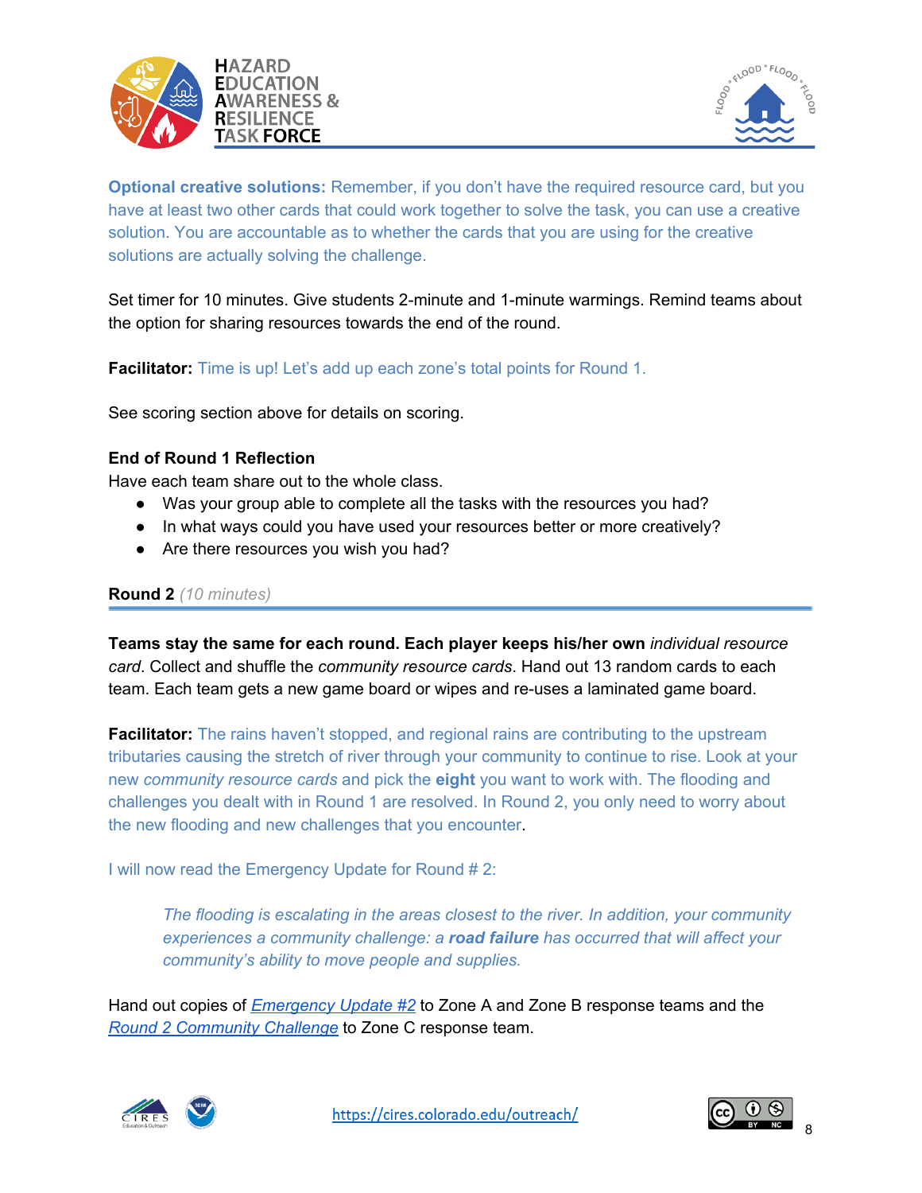**Optional creative solutions:** Remember, if you don't have the required resource card, but you have at least two other cards that could work together to solve the task, you can use a creative solution. You are accountable as to whether the cards that you are using for the creative solutions are actually solving the challenge.

Set timer for 10 minutes. Give students 2-minute and 1-minute warmings. Remind teams about the option for sharing resources towards the end of the round.

**Facilitator:** Time is up! Let's add up each zone's total points for Round 1.

See scoring section above for details on scoring.

**End of Round 1 Reflection**

Have each team share out to the whole class.

- Was your group able to complete all the tasks with the resources you had?
- In what ways could you have used your resources better or more creatively?
- Are there resources you wish you had?

## Round 2 *(10 minutes)*

**Teams stay the same for each round. Each player keeps his/her own** *individual resource card*. Collect and shuffle the *community resource cards*. Hand out 13 random cards to each team. Each team gets a new game board or wipes and re-uses a laminated game board.

**Facilitator:** The rains haven't stopped, and regional rains are contributing to the upstream tributaries causing the stretch of river through your community to continue to rise. Look at your new *community resource cards* and pick the **eight** you want to work with. The flooding and challenges you dealt with in Round 1 are resolved. In Round 2, you only need to worry about the new flooding and new challenges that you encounter.

I will now read the Emergency Update for Round # 2:

> *The flooding is escalating in the areas closest to the river. In addition, your community experiences a community challenge: a **road failure** has occurred that will affect your community's ability to move people and supplies.*

Hand out copies of *Emergency Update #2* to Zone A and Zone B response teams and the *Round 2 Community Challenge* to Zone C response team.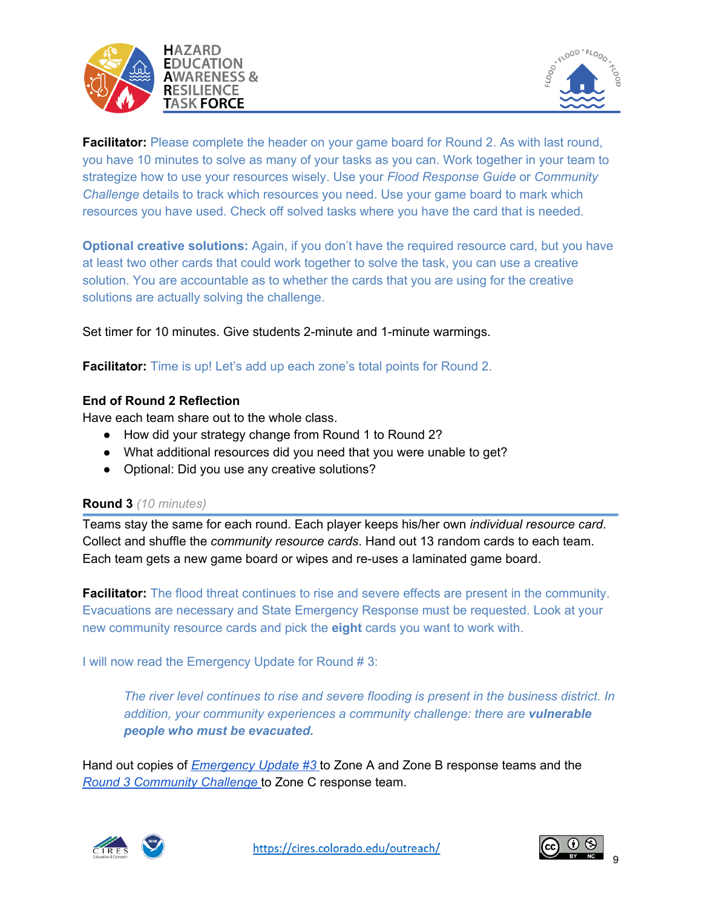**Facilitator:** Please complete the header on your game board for Round 2. As with last round, you have 10 minutes to solve as many of your tasks as you can. Work together in your team to strategize how to use your resources wisely. Use your *Flood Response Guide* or *Community Challenge* details to track which resources you need. Use your game board to mark which resources you have used. Check off solved tasks where you have the card that is needed.

**Optional creative solutions:** Again, if you don't have the required resource card, but you have at least two other cards that could work together to solve the task, you can use a creative solution. You are accountable as to whether the cards that you are using for the creative solutions are actually solving the challenge.

Set timer for 10 minutes. Give students 2-minute and 1-minute warmings.

**Facilitator:** Time is up! Let's add up each zone's total points for Round 2.

**End of Round 2 Reflection**

Have each team share out to the whole class.

- How did your strategy change from Round 1 to Round 2?
- What additional resources did you need that you were unable to get?
- Optional: Did you use any creative solutions?

**Round 3** *(10 minutes)*

Teams stay the same for each round. Each player keeps his/her own *individual resource card*. Collect and shuffle the *community resource cards*. Hand out 13 random cards to each team. Each team gets a new game board or wipes and re-uses a laminated game board.

**Facilitator:** The flood threat continues to rise and severe effects are present in the community. Evacuations are necessary and State Emergency Response must be requested. Look at your new community resource cards and pick the **eight** cards you want to work with.

I will now read the Emergency Update for Round # 3:

> *The river level continues to rise and severe flooding is present in the business district. In addition, your community experiences a community challenge: there are* ***vulnerable people who must be evacuated.***

Hand out copies of *Emergency Update #3* to Zone A and Zone B response teams and the *Round 3 Community Challenge* to Zone C response team.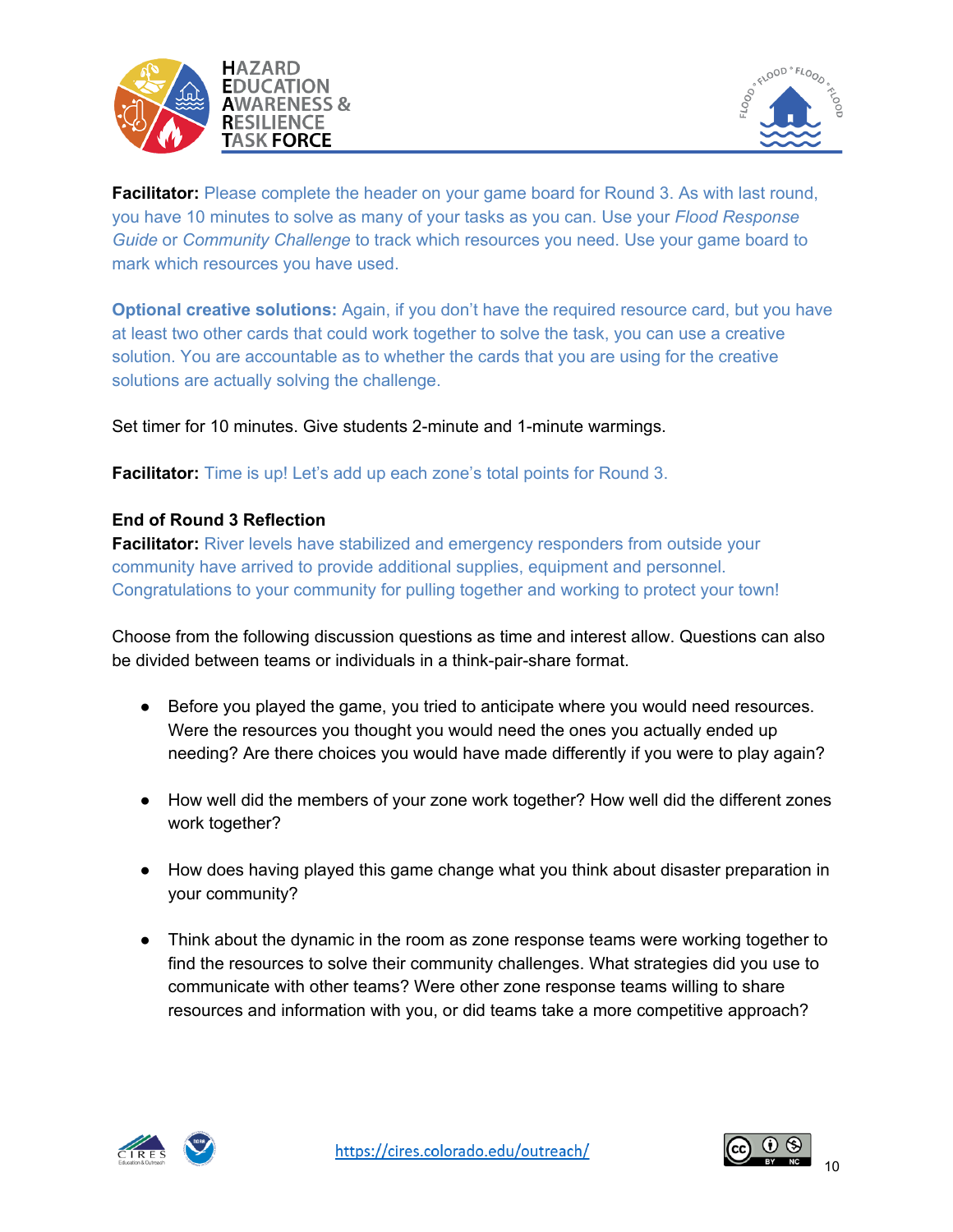**Facilitator:** Please complete the header on your game board for Round 3. As with last round, you have 10 minutes to solve as many of your tasks as you can. Use your *Flood Response Guide* or *Community Challenge* to track which resources you need. Use your game board to mark which resources you have used.

**Optional creative solutions:** Again, if you don't have the required resource card, but you have at least two other cards that could work together to solve the task, you can use a creative solution. You are accountable as to whether the cards that you are using for the creative solutions are actually solving the challenge.

Set timer for 10 minutes. Give students 2-minute and 1-minute warmings.

**Facilitator:** Time is up! Let's add up each zone's total points for Round 3.

**End of Round 3 Reflection**

**Facilitator:** River levels have stabilized and emergency responders from outside your community have arrived to provide additional supplies, equipment and personnel. Congratulations to your community for pulling together and working to protect your town!

Choose from the following discussion questions as time and interest allow. Questions can also be divided between teams or individuals in a think-pair-share format.

- Before you played the game, you tried to anticipate where you would need resources. Were the resources you thought you would need the ones you actually ended up needing? Are there choices you would have made differently if you were to play again?
- How well did the members of your zone work together? How well did the different zones work together?
- How does having played this game change what you think about disaster preparation in your community?
- Think about the dynamic in the room as zone response teams were working together to find the resources to solve their community challenges. What strategies did you use to communicate with other teams? Were other zone response teams willing to share resources and information with you, or did teams take a more competitive approach?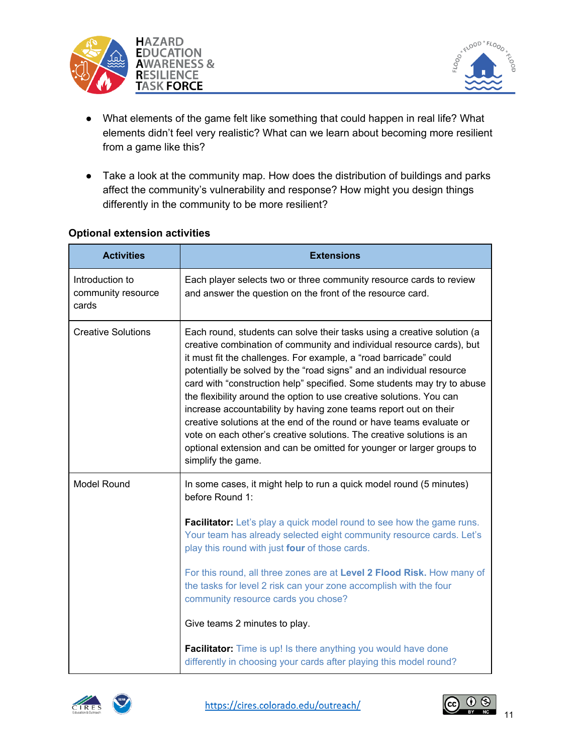- What elements of the game felt like something that could happen in real life? What elements didn't feel very realistic? What can we learn about becoming more resilient from a game like this?

- Take a look at the community map. How does the distribution of buildings and parks affect the community's vulnerability and response? How might you design things differently in the community to be more resilient?

**Optional extension activities**

| Activities | Extensions |
|---|---|
| Introduction to community resource cards | Each player selects two or three community resource cards to review and answer the question on the front of the resource card. |
| Creative Solutions | Each round, students can solve their tasks using a creative solution (a creative combination of community and individual resource cards), but it must fit the challenges. For example, a "road barricade" could potentially be solved by the "road signs" and an individual resource card with "construction help" specified. Some students may try to abuse the flexibility around the option to use creative solutions. You can increase accountability by having zone teams report out on their creative solutions at the end of the round or have teams evaluate or vote on each other's creative solutions. The creative solutions is an optional extension and can be omitted for younger or larger groups to simplify the game. |
| Model Round | In some cases, it might help to run a quick model round (5 minutes) before Round 1:<br><br>**Facilitator:** Let's play a quick model round to see how the game runs. Your team has already selected eight community resource cards. Let's play this round with just **four** of those cards.<br><br>For this round, all three zones are at **Level 2 Flood Risk.** How many of the tasks for level 2 risk can your zone accomplish with the four community resource cards you chose?<br><br>Give teams 2 minutes to play.<br><br>**Facilitator:** Time is up! Is there anything you would have done differently in choosing your cards after playing this model round? |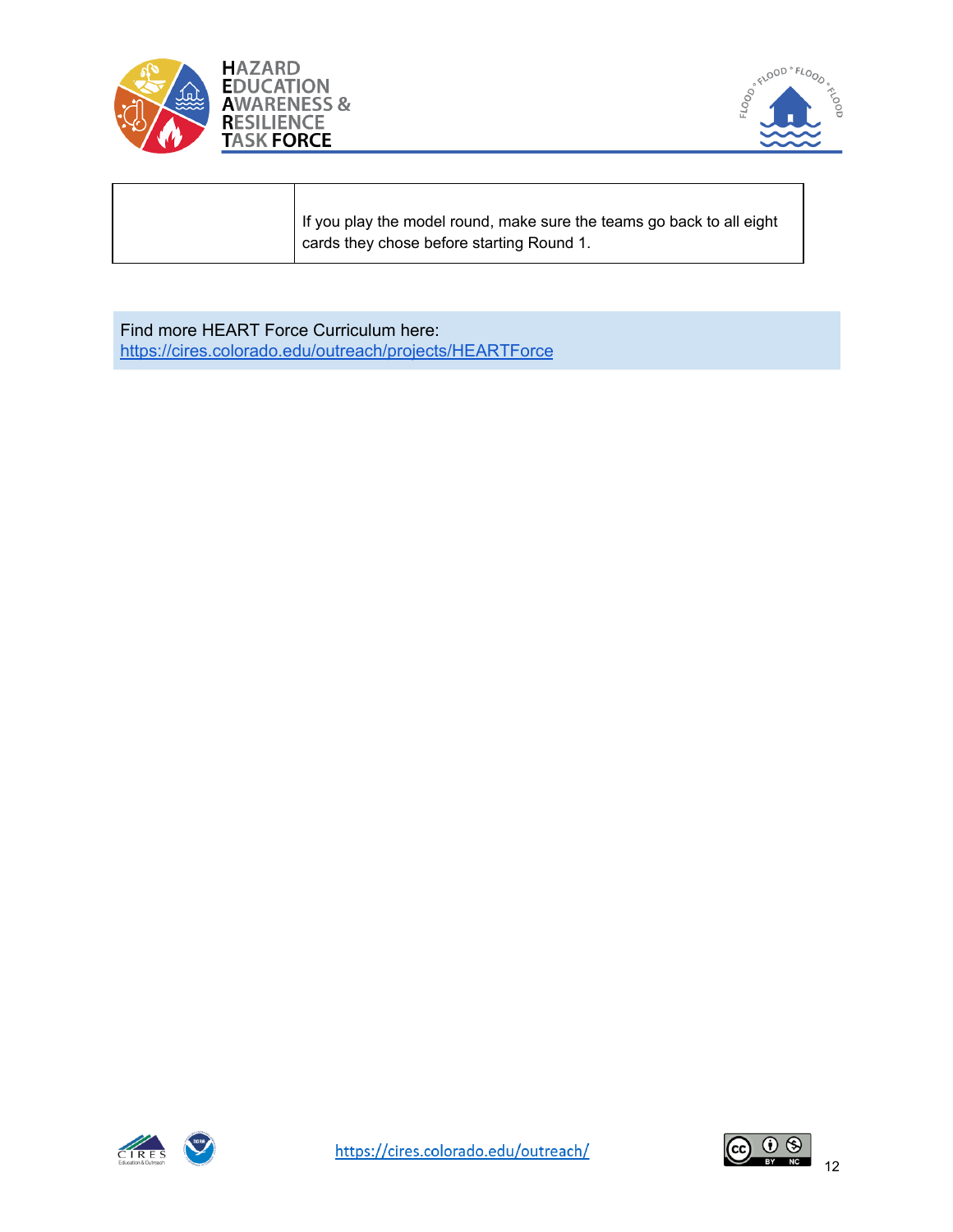| | |
|---|---|
| | If you play the model round, make sure the teams go back to all eight cards they chose before starting Round 1. |

Find more HEART Force Curriculum here:
https://cires.colorado.edu/outreach/projects/HEARTForce